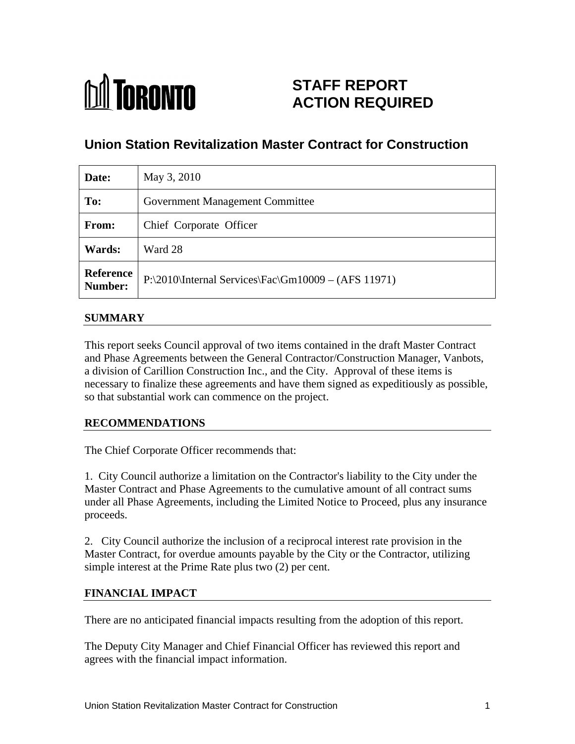# TORONTO

## STAFF REPORT
## ACTION REQUIRED

# Union Station Revitalization Master Contract for Construction

| | |
|---|---|
| **Date:** | May 3, 2010 |
| **To:** | Government Management Committee |
| **From:** | Chief Corporate Officer |
| **Wards:** | Ward 28 |
| **Reference Number:** | P:\2010\Internal Services\Fac\Gm10009 – (AFS 11971) |

## SUMMARY

This report seeks Council approval of two items contained in the draft Master Contract and Phase Agreements between the General Contractor/Construction Manager, Vanbots, a division of Carillion Construction Inc., and the City. Approval of these items is necessary to finalize these agreements and have them signed as expeditiously as possible, so that substantial work can commence on the project.

## RECOMMENDATIONS

The Chief Corporate Officer recommends that:

1. City Council authorize a limitation on the Contractor's liability to the City under the Master Contract and Phase Agreements to the cumulative amount of all contract sums under all Phase Agreements, including the Limited Notice to Proceed, plus any insurance proceeds.

2. City Council authorize the inclusion of a reciprocal interest rate provision in the Master Contract, for overdue amounts payable by the City or the Contractor, utilizing simple interest at the Prime Rate plus two (2) per cent.

## FINANCIAL IMPACT

There are no anticipated financial impacts resulting from the adoption of this report.

The Deputy City Manager and Chief Financial Officer has reviewed this report and agrees with the financial impact information.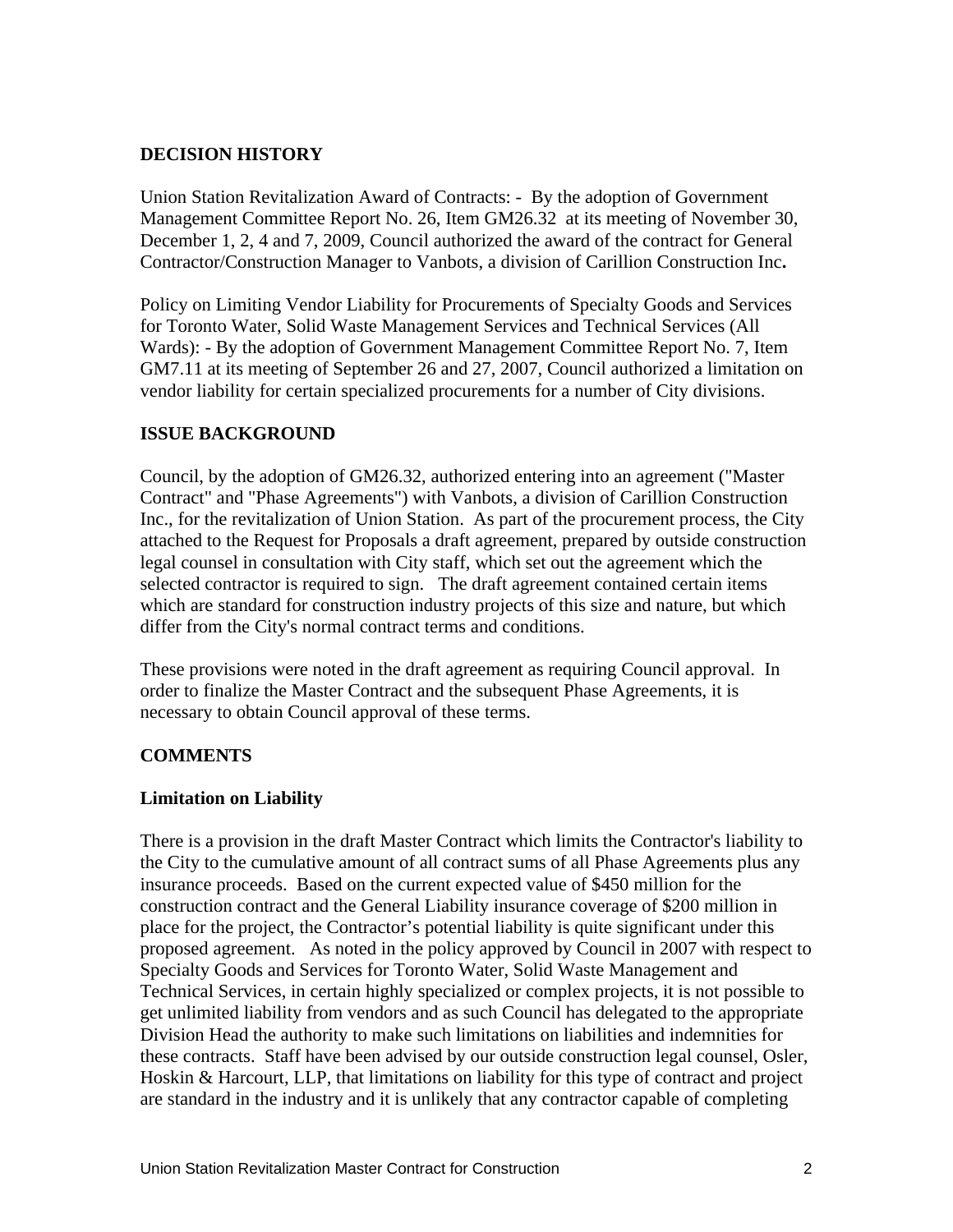## DECISION HISTORY

Union Station Revitalization Award of Contracts: - By the adoption of Government Management Committee Report No. 26, Item GM26.32 at its meeting of November 30, December 1, 2, 4 and 7, 2009, Council authorized the award of the contract for General Contractor/Construction Manager to Vanbots, a division of Carillion Construction Inc**.**

Policy on Limiting Vendor Liability for Procurements of Specialty Goods and Services for Toronto Water, Solid Waste Management Services and Technical Services (All Wards): - By the adoption of Government Management Committee Report No. 7, Item GM7.11 at its meeting of September 26 and 27, 2007, Council authorized a limitation on vendor liability for certain specialized procurements for a number of City divisions.

## ISSUE BACKGROUND

Council, by the adoption of GM26.32, authorized entering into an agreement ("Master Contract" and "Phase Agreements") with Vanbots, a division of Carillion Construction Inc., for the revitalization of Union Station. As part of the procurement process, the City attached to the Request for Proposals a draft agreement, prepared by outside construction legal counsel in consultation with City staff, which set out the agreement which the selected contractor is required to sign. The draft agreement contained certain items which are standard for construction industry projects of this size and nature, but which differ from the City's normal contract terms and conditions.

These provisions were noted in the draft agreement as requiring Council approval. In order to finalize the Master Contract and the subsequent Phase Agreements, it is necessary to obtain Council approval of these terms.

## COMMENTS

### Limitation on Liability

There is a provision in the draft Master Contract which limits the Contractor's liability to the City to the cumulative amount of all contract sums of all Phase Agreements plus any insurance proceeds. Based on the current expected value of $450 million for the construction contract and the General Liability insurance coverage of $200 million in place for the project, the Contractor's potential liability is quite significant under this proposed agreement. As noted in the policy approved by Council in 2007 with respect to Specialty Goods and Services for Toronto Water, Solid Waste Management and Technical Services, in certain highly specialized or complex projects, it is not possible to get unlimited liability from vendors and as such Council has delegated to the appropriate Division Head the authority to make such limitations on liabilities and indemnities for these contracts. Staff have been advised by our outside construction legal counsel, Osler, Hoskin & Harcourt, LLP, that limitations on liability for this type of contract and project are standard in the industry and it is unlikely that any contractor capable of completing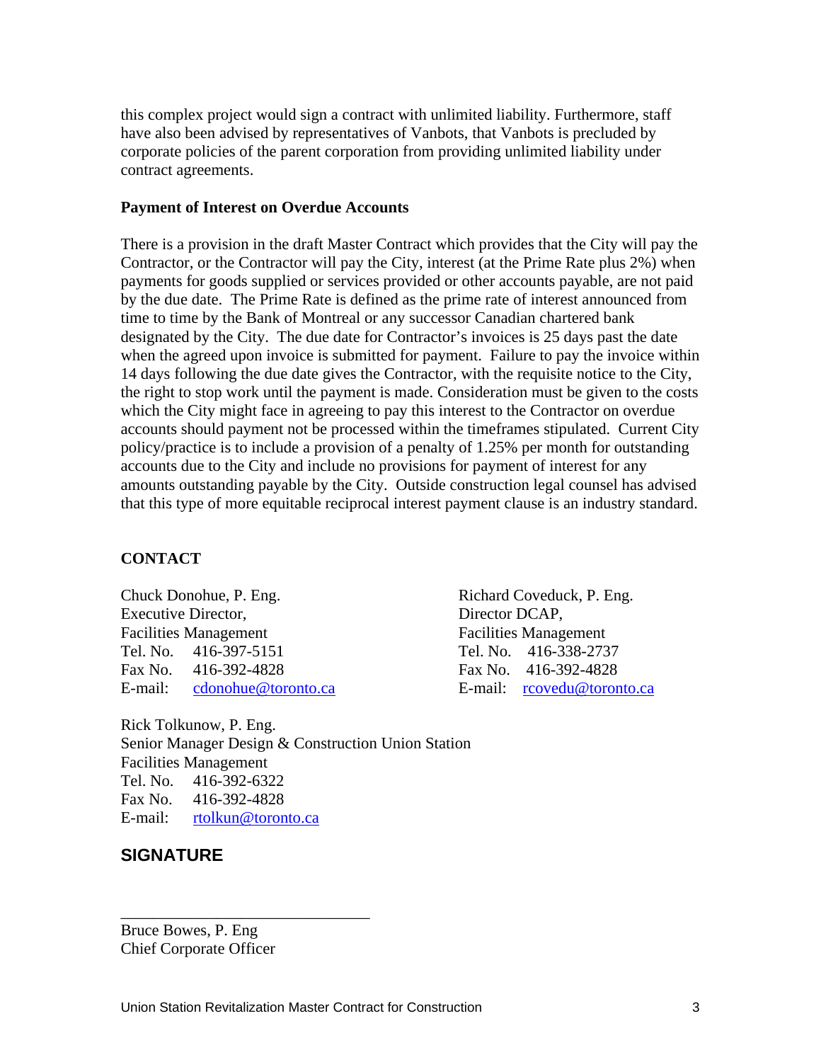this complex project would sign a contract with unlimited liability. Furthermore, staff have also been advised by representatives of Vanbots, that Vanbots is precluded by corporate policies of the parent corporation from providing unlimited liability under contract agreements.

**Payment of Interest on Overdue Accounts**

There is a provision in the draft Master Contract which provides that the City will pay the Contractor, or the Contractor will pay the City, interest (at the Prime Rate plus 2%) when payments for goods supplied or services provided or other accounts payable, are not paid by the due date. The Prime Rate is defined as the prime rate of interest announced from time to time by the Bank of Montreal or any successor Canadian chartered bank designated by the City. The due date for Contractor's invoices is 25 days past the date when the agreed upon invoice is submitted for payment. Failure to pay the invoice within 14 days following the due date gives the Contractor, with the requisite notice to the City, the right to stop work until the payment is made. Consideration must be given to the costs which the City might face in agreeing to pay this interest to the Contractor on overdue accounts should payment not be processed within the timeframes stipulated. Current City policy/practice is to include a provision of a penalty of 1.25% per month for outstanding accounts due to the City and include no provisions for payment of interest for any amounts outstanding payable by the City. Outside construction legal counsel has advised that this type of more equitable reciprocal interest payment clause is an industry standard.

**CONTACT**

Chuck Donohue, P. Eng.
Executive Director,
Facilities Management
Tel. No. 416-397-5151
Fax No. 416-392-4828
E-mail: cdonohue@toronto.ca

Richard Coveduck, P. Eng.
Director DCAP,
Facilities Management
Tel. No. 416-338-2737
Fax No. 416-392-4828
E-mail: rcovedu@toronto.ca

Rick Tolkunow, P. Eng.
Senior Manager Design & Construction Union Station
Facilities Management
Tel. No. 416-392-6322
Fax No. 416-392-4828
E-mail: rtolkun@toronto.ca

## SIGNATURE

_______________________________

Bruce Bowes, P. Eng
Chief Corporate Officer